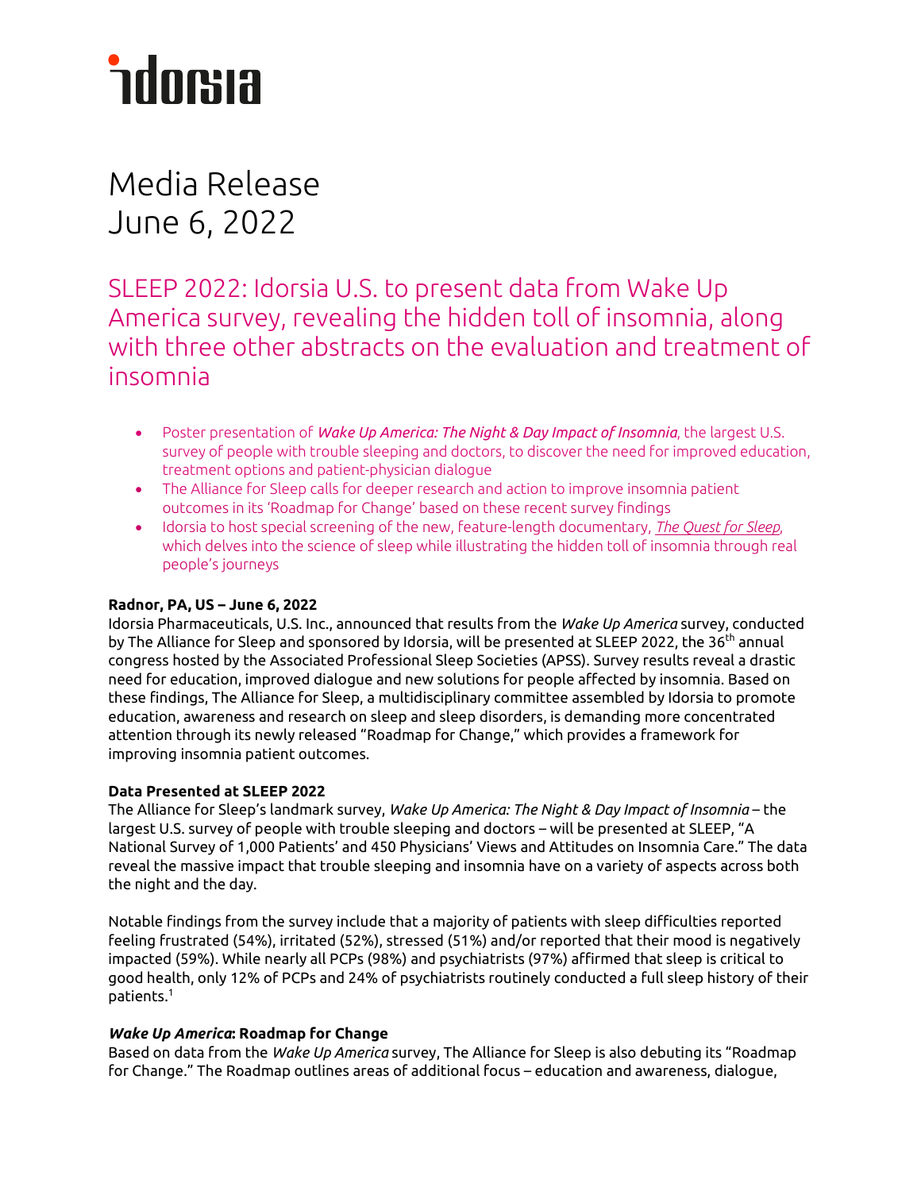idorsia

# Media Release
June 6, 2022

## SLEEP 2022: Idorsia U.S. to present data from Wake Up America survey, revealing the hidden toll of insomnia, along with three other abstracts on the evaluation and treatment of insomnia

- Poster presentation of *Wake Up America: The Night & Day Impact of Insomnia*, the largest U.S. survey of people with trouble sleeping and doctors, to discover the need for improved education, treatment options and patient-physician dialogue
- The Alliance for Sleep calls for deeper research and action to improve insomnia patient outcomes in its 'Roadmap for Change' based on these recent survey findings
- Idorsia to host special screening of the new, feature-length documentary, *The Quest for Sleep*, which delves into the science of sleep while illustrating the hidden toll of insomnia through real people's journeys

**Radnor, PA, US – June 6, 2022**
Idorsia Pharmaceuticals, U.S. Inc., announced that results from the *Wake Up America* survey, conducted by The Alliance for Sleep and sponsored by Idorsia, will be presented at SLEEP 2022, the 36th annual congress hosted by the Associated Professional Sleep Societies (APSS). Survey results reveal a drastic need for education, improved dialogue and new solutions for people affected by insomnia. Based on these findings, The Alliance for Sleep, a multidisciplinary committee assembled by Idorsia to promote education, awareness and research on sleep and sleep disorders, is demanding more concentrated attention through its newly released "Roadmap for Change," which provides a framework for improving insomnia patient outcomes.

**Data Presented at SLEEP 2022**
The Alliance for Sleep's landmark survey, *Wake Up America: The Night & Day Impact of Insomnia* – the largest U.S. survey of people with trouble sleeping and doctors – will be presented at SLEEP, "A National Survey of 1,000 Patients' and 450 Physicians' Views and Attitudes on Insomnia Care." The data reveal the massive impact that trouble sleeping and insomnia have on a variety of aspects across both the night and the day.

Notable findings from the survey include that a majority of patients with sleep difficulties reported feeling frustrated (54%), irritated (52%), stressed (51%) and/or reported that their mood is negatively impacted (59%). While nearly all PCPs (98%) and psychiatrists (97%) affirmed that sleep is critical to good health, only 12% of PCPs and 24% of psychiatrists routinely conducted a full sleep history of their patients.[1]

***Wake Up America*: Roadmap for Change**
Based on data from the *Wake Up America* survey, The Alliance for Sleep is also debuting its "Roadmap for Change." The Roadmap outlines areas of additional focus – education and awareness, dialogue,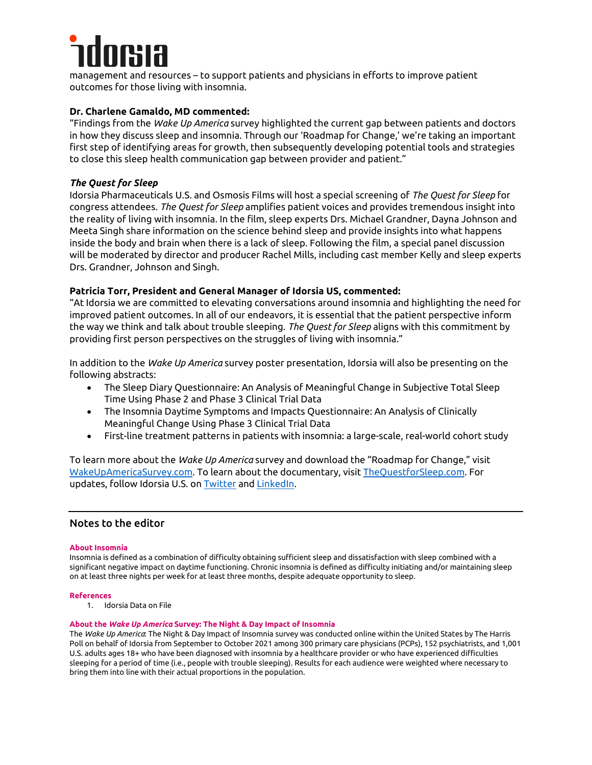management and resources – to support patients and physicians in efforts to improve patient outcomes for those living with insomnia.

**Dr. Charlene Gamaldo, MD commented:**
"Findings from the *Wake Up America* survey highlighted the current gap between patients and doctors in how they discuss sleep and insomnia. Through our 'Roadmap for Change,' we're taking an important first step of identifying areas for growth, then subsequently developing potential tools and strategies to close this sleep health communication gap between provider and patient."

***The Quest for Sleep***
Idorsia Pharmaceuticals U.S. and Osmosis Films will host a special screening of *The Quest for Sleep* for congress attendees. *The Quest for Sleep* amplifies patient voices and provides tremendous insight into the reality of living with insomnia. In the film, sleep experts Drs. Michael Grandner, Dayna Johnson and Meeta Singh share information on the science behind sleep and provide insights into what happens inside the body and brain when there is a lack of sleep. Following the film, a special panel discussion will be moderated by director and producer Rachel Mills, including cast member Kelly and sleep experts Drs. Grandner, Johnson and Singh.

**Patricia Torr, President and General Manager of Idorsia US, commented:**
"At Idorsia we are committed to elevating conversations around insomnia and highlighting the need for improved patient outcomes. In all of our endeavors, it is essential that the patient perspective inform the way we think and talk about trouble sleeping. *The Quest for Sleep* aligns with this commitment by providing first person perspectives on the struggles of living with insomnia."

In addition to the *Wake Up America* survey poster presentation, Idorsia will also be presenting on the following abstracts:

- The Sleep Diary Questionnaire: An Analysis of Meaningful Change in Subjective Total Sleep Time Using Phase 2 and Phase 3 Clinical Trial Data
- The Insomnia Daytime Symptoms and Impacts Questionnaire: An Analysis of Clinically Meaningful Change Using Phase 3 Clinical Trial Data
- First-line treatment patterns in patients with insomnia: a large-scale, real-world cohort study

To learn more about the *Wake Up America* survey and download the "Roadmap for Change," visit WakeUpAmericaSurvey.com. To learn about the documentary, visit TheQuestforSleep.com. For updates, follow Idorsia U.S. on Twitter and LinkedIn.

---

## Notes to the editor

**About Insomnia**
Insomnia is defined as a combination of difficulty obtaining sufficient sleep and dissatisfaction with sleep combined with a significant negative impact on daytime functioning. Chronic insomnia is defined as difficulty initiating and/or maintaining sleep on at least three nights per week for at least three months, despite adequate opportunity to sleep.

**References**

1. Idorsia Data on File

**About the *Wake Up America* Survey: The Night & Day Impact of Insomnia**
The *Wake Up America*: The Night & Day Impact of Insomnia survey was conducted online within the United States by The Harris Poll on behalf of Idorsia from September to October 2021 among 300 primary care physicians (PCPs), 152 psychiatrists, and 1,001 U.S. adults ages 18+ who have been diagnosed with insomnia by a healthcare provider or who have experienced difficulties sleeping for a period of time (i.e., people with trouble sleeping). Results for each audience were weighted where necessary to bring them into line with their actual proportions in the population.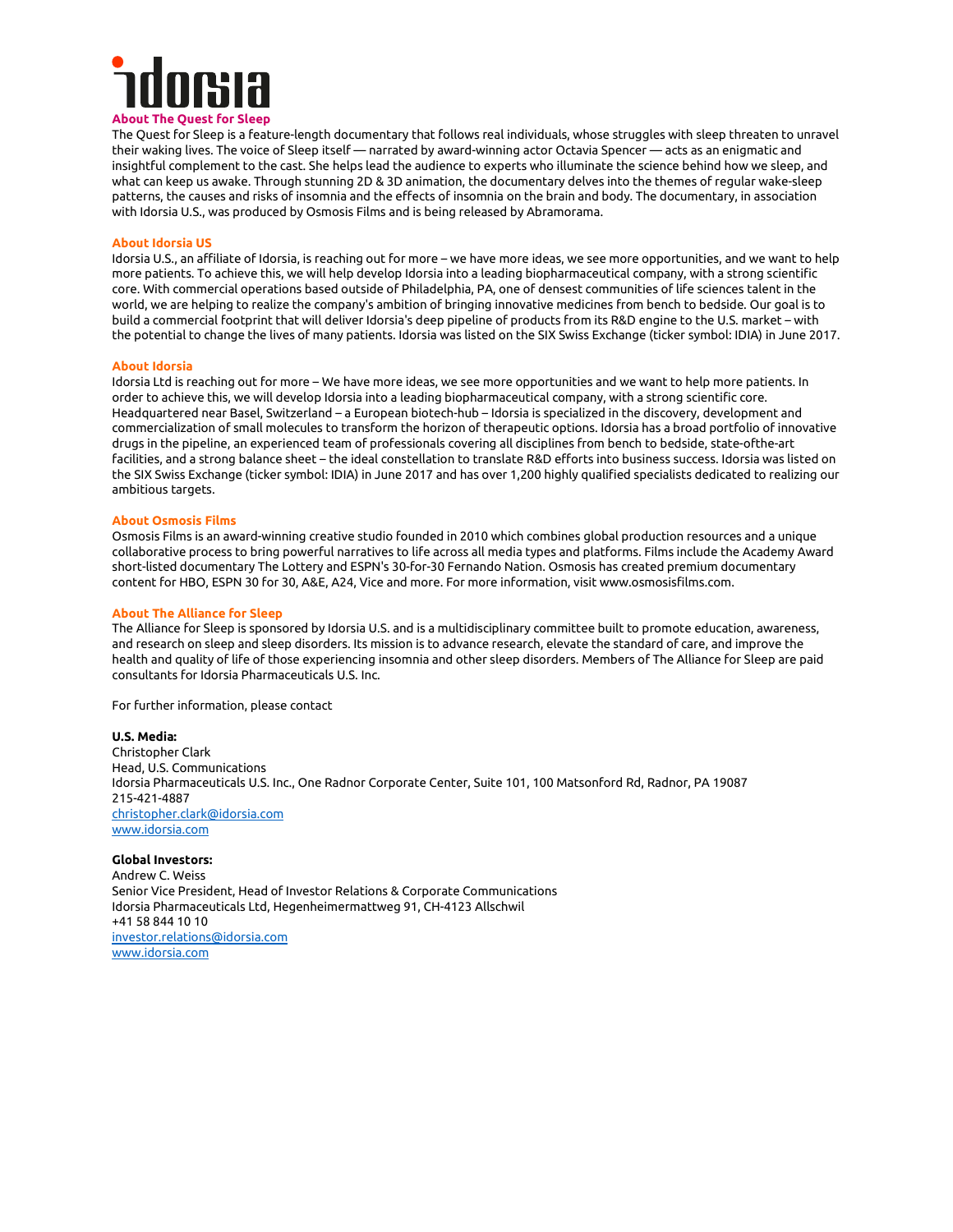**About The Quest for Sleep**

The Quest for Sleep is a feature-length documentary that follows real individuals, whose struggles with sleep threaten to unravel their waking lives. The voice of Sleep itself — narrated by award-winning actor Octavia Spencer — acts as an enigmatic and insightful complement to the cast. She helps lead the audience to experts who illuminate the science behind how we sleep, and what can keep us awake. Through stunning 2D & 3D animation, the documentary delves into the themes of regular wake-sleep patterns, the causes and risks of insomnia and the effects of insomnia on the brain and body. The documentary, in association with Idorsia U.S., was produced by Osmosis Films and is being released by Abramorama.

**About Idorsia US**

Idorsia U.S., an affiliate of Idorsia, is reaching out for more – we have more ideas, we see more opportunities, and we want to help more patients. To achieve this, we will help develop Idorsia into a leading biopharmaceutical company, with a strong scientific core. With commercial operations based outside of Philadelphia, PA, one of densest communities of life sciences talent in the world, we are helping to realize the company's ambition of bringing innovative medicines from bench to bedside. Our goal is to build a commercial footprint that will deliver Idorsia's deep pipeline of products from its R&D engine to the U.S. market – with the potential to change the lives of many patients. Idorsia was listed on the SIX Swiss Exchange (ticker symbol: IDIA) in June 2017.

**About Idorsia**

Idorsia Ltd is reaching out for more – We have more ideas, we see more opportunities and we want to help more patients. In order to achieve this, we will develop Idorsia into a leading biopharmaceutical company, with a strong scientific core. Headquartered near Basel, Switzerland – a European biotech-hub – Idorsia is specialized in the discovery, development and commercialization of small molecules to transform the horizon of therapeutic options. Idorsia has a broad portfolio of innovative drugs in the pipeline, an experienced team of professionals covering all disciplines from bench to bedside, state-ofthe-art facilities, and a strong balance sheet – the ideal constellation to translate R&D efforts into business success. Idorsia was listed on the SIX Swiss Exchange (ticker symbol: IDIA) in June 2017 and has over 1,200 highly qualified specialists dedicated to realizing our ambitious targets.

**About Osmosis Films**

Osmosis Films is an award-winning creative studio founded in 2010 which combines global production resources and a unique collaborative process to bring powerful narratives to life across all media types and platforms. Films include the Academy Award short-listed documentary The Lottery and ESPN's 30-for-30 Fernando Nation. Osmosis has created premium documentary content for HBO, ESPN 30 for 30, A&E, A24, Vice and more. For more information, visit www.osmosisfilms.com.

**About The Alliance for Sleep**

The Alliance for Sleep is sponsored by Idorsia U.S. and is a multidisciplinary committee built to promote education, awareness, and research on sleep and sleep disorders. Its mission is to advance research, elevate the standard of care, and improve the health and quality of life of those experiencing insomnia and other sleep disorders. Members of The Alliance for Sleep are paid consultants for Idorsia Pharmaceuticals U.S. Inc.

For further information, please contact

**U.S. Media:**
Christopher Clark
Head, U.S. Communications
Idorsia Pharmaceuticals U.S. Inc., One Radnor Corporate Center, Suite 101, 100 Matsonford Rd, Radnor, PA 19087
215-421-4887
christopher.clark@idorsia.com
www.idorsia.com

**Global Investors:**
Andrew C. Weiss
Senior Vice President, Head of Investor Relations & Corporate Communications
Idorsia Pharmaceuticals Ltd, Hegenheimermattweg 91, CH-4123 Allschwil
+41 58 844 10 10
investor.relations@idorsia.com
www.idorsia.com